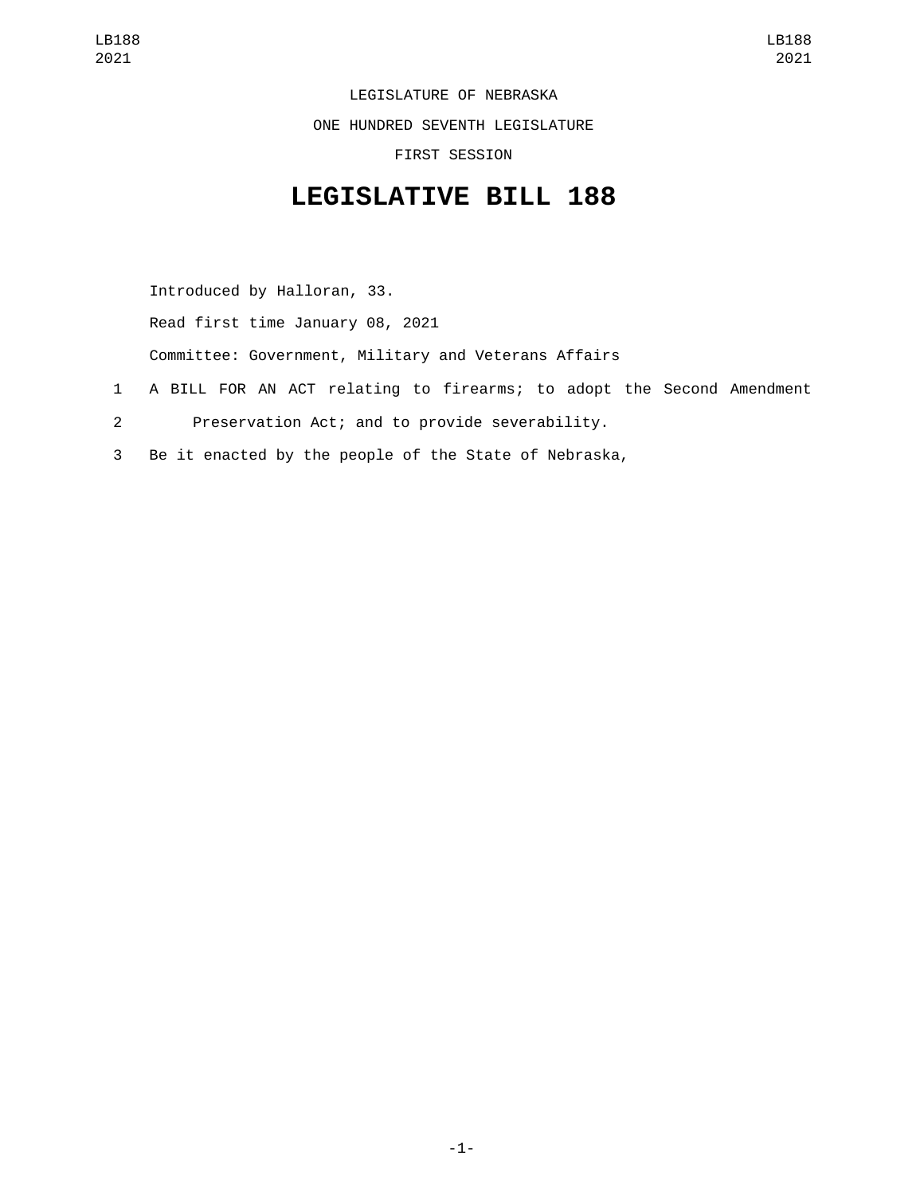LEGISLATURE OF NEBRASKA

ONE HUNDRED SEVENTH LEGISLATURE

FIRST SESSION

# LEGISLATIVE BILL 188

Introduced by Halloran, 33.

Read first time January 08, 2021

Committee: Government, Military and Veterans Affairs

1 A BILL FOR AN ACT relating to firearms; to adopt the Second Amendment
2 Preservation Act; and to provide severability.
3 Be it enacted by the people of the State of Nebraska,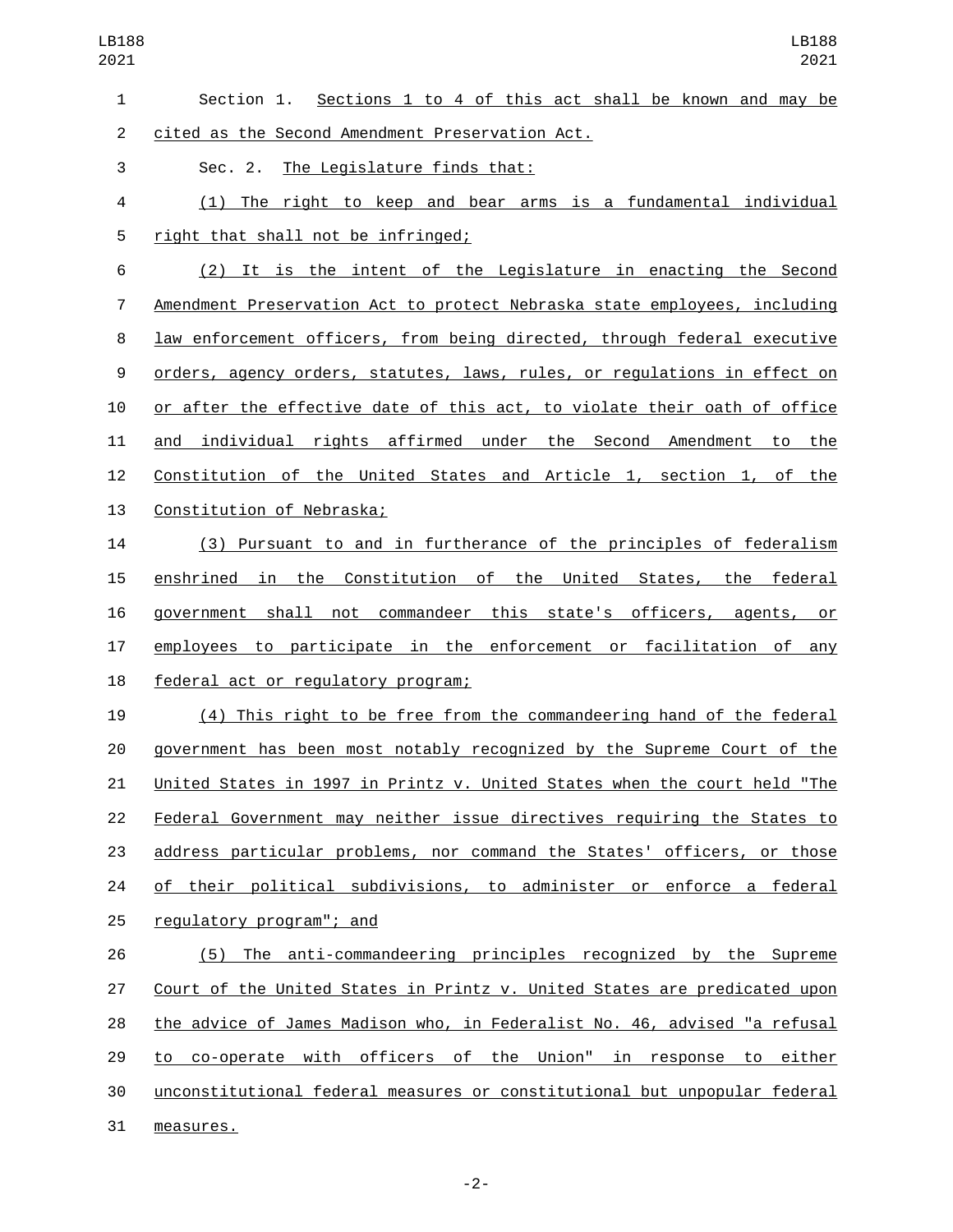Section 1. Sections 1 to 4 of this act shall be known and may be cited as the Second Amendment Preservation Act.

Sec. 2. The Legislature finds that:

(1) The right to keep and bear arms is a fundamental individual right that shall not be infringed;

(2) It is the intent of the Legislature in enacting the Second Amendment Preservation Act to protect Nebraska state employees, including law enforcement officers, from being directed, through federal executive orders, agency orders, statutes, laws, rules, or regulations in effect on or after the effective date of this act, to violate their oath of office and individual rights affirmed under the Second Amendment to the Constitution of the United States and Article 1, section 1, of the Constitution of Nebraska;

(3) Pursuant to and in furtherance of the principles of federalism enshrined in the Constitution of the United States, the federal government shall not commandeer this state's officers, agents, or employees to participate in the enforcement or facilitation of any federal act or regulatory program;

(4) This right to be free from the commandeering hand of the federal government has been most notably recognized by the Supreme Court of the United States in 1997 in Printz v. United States when the court held "The Federal Government may neither issue directives requiring the States to address particular problems, nor command the States' officers, or those of their political subdivisions, to administer or enforce a federal regulatory program"; and

(5) The anti-commandeering principles recognized by the Supreme Court of the United States in Printz v. United States are predicated upon the advice of James Madison who, in Federalist No. 46, advised "a refusal to co-operate with officers of the Union" in response to either unconstitutional federal measures or constitutional but unpopular federal measures.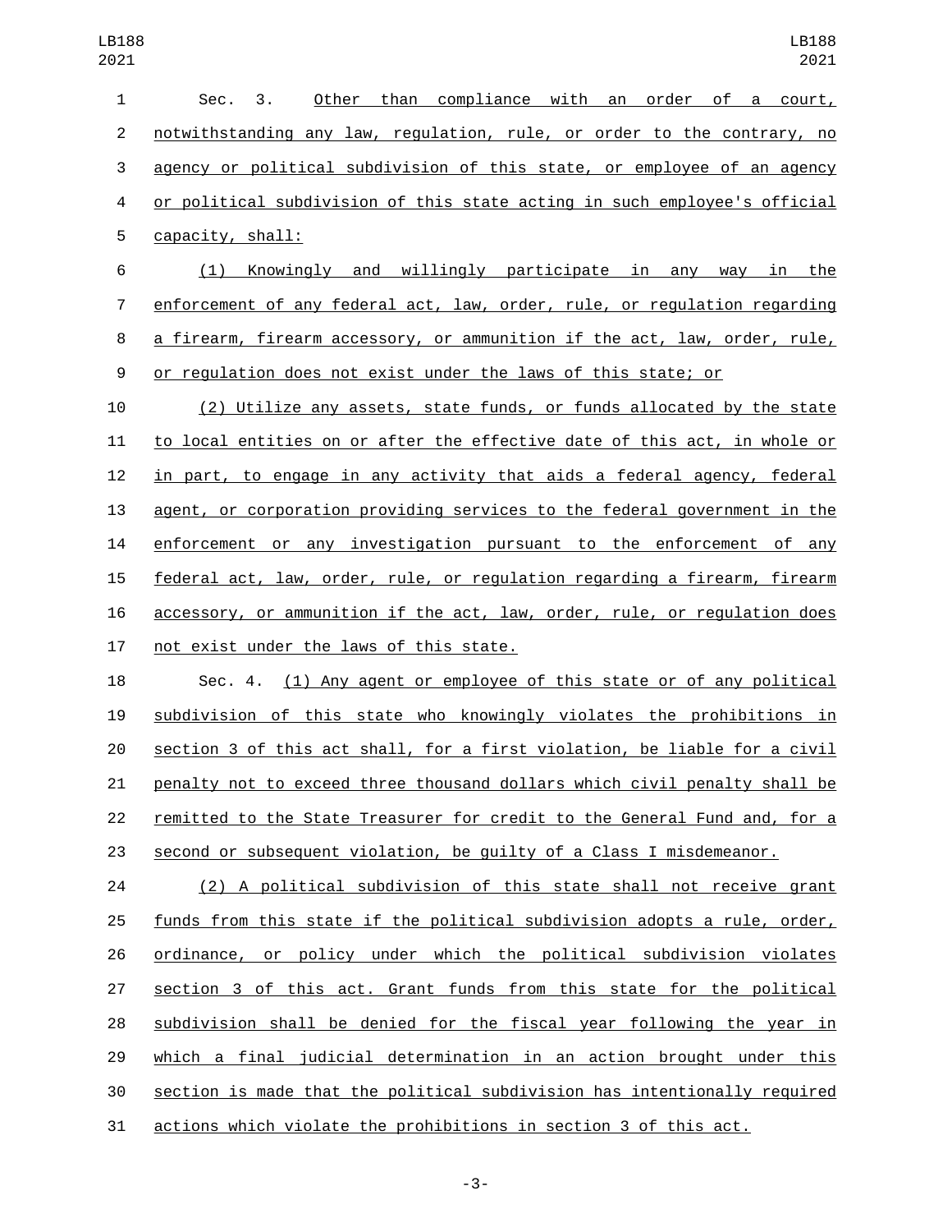Sec. 3. Other than compliance with an order of a court, notwithstanding any law, regulation, rule, or order to the contrary, no agency or political subdivision of this state, or employee of an agency or political subdivision of this state acting in such employee's official capacity, shall:

(1) Knowingly and willingly participate in any way in the enforcement of any federal act, law, order, rule, or regulation regarding a firearm, firearm accessory, or ammunition if the act, law, order, rule, or regulation does not exist under the laws of this state; or

(2) Utilize any assets, state funds, or funds allocated by the state to local entities on or after the effective date of this act, in whole or in part, to engage in any activity that aids a federal agency, federal agent, or corporation providing services to the federal government in the enforcement or any investigation pursuant to the enforcement of any federal act, law, order, rule, or regulation regarding a firearm, firearm accessory, or ammunition if the act, law, order, rule, or regulation does not exist under the laws of this state.

Sec. 4. (1) Any agent or employee of this state or of any political subdivision of this state who knowingly violates the prohibitions in section 3 of this act shall, for a first violation, be liable for a civil penalty not to exceed three thousand dollars which civil penalty shall be remitted to the State Treasurer for credit to the General Fund and, for a second or subsequent violation, be guilty of a Class I misdemeanor.

(2) A political subdivision of this state shall not receive grant funds from this state if the political subdivision adopts a rule, order, ordinance, or policy under which the political subdivision violates section 3 of this act. Grant funds from this state for the political subdivision shall be denied for the fiscal year following the year in which a final judicial determination in an action brought under this section is made that the political subdivision has intentionally required actions which violate the prohibitions in section 3 of this act.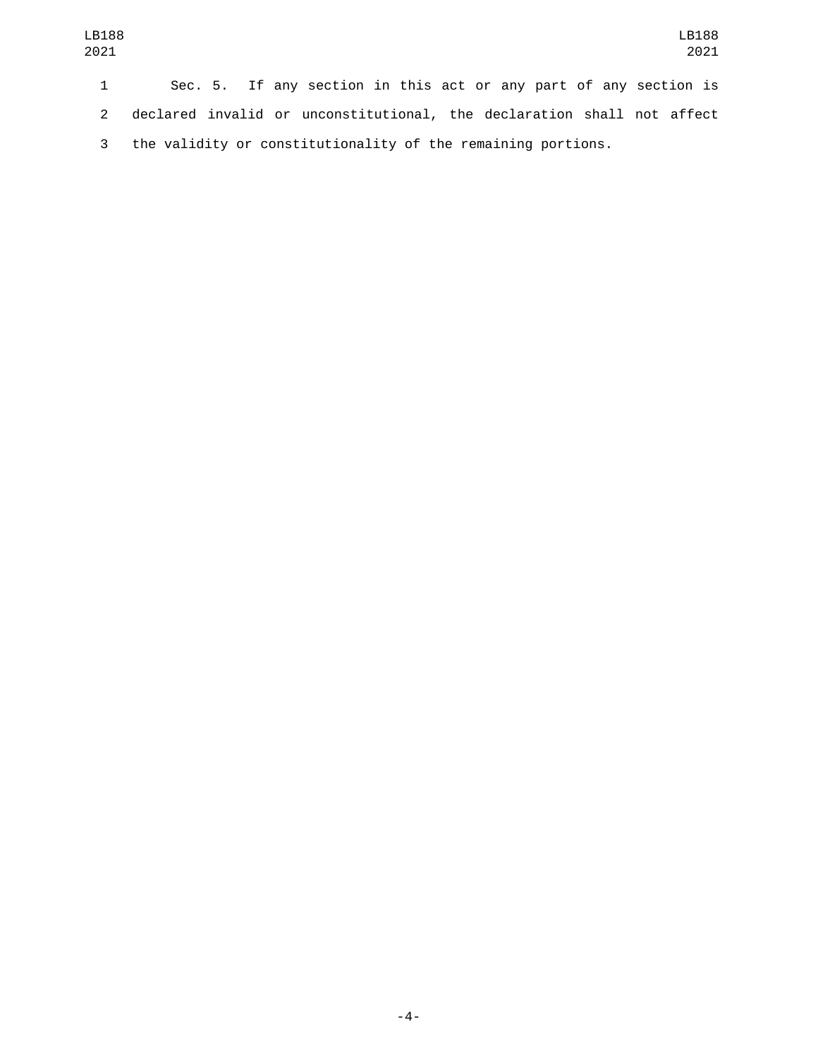Sec. 5. If any section in this act or any part of any section is declared invalid or unconstitutional, the declaration shall not affect the validity or constitutionality of the remaining portions.